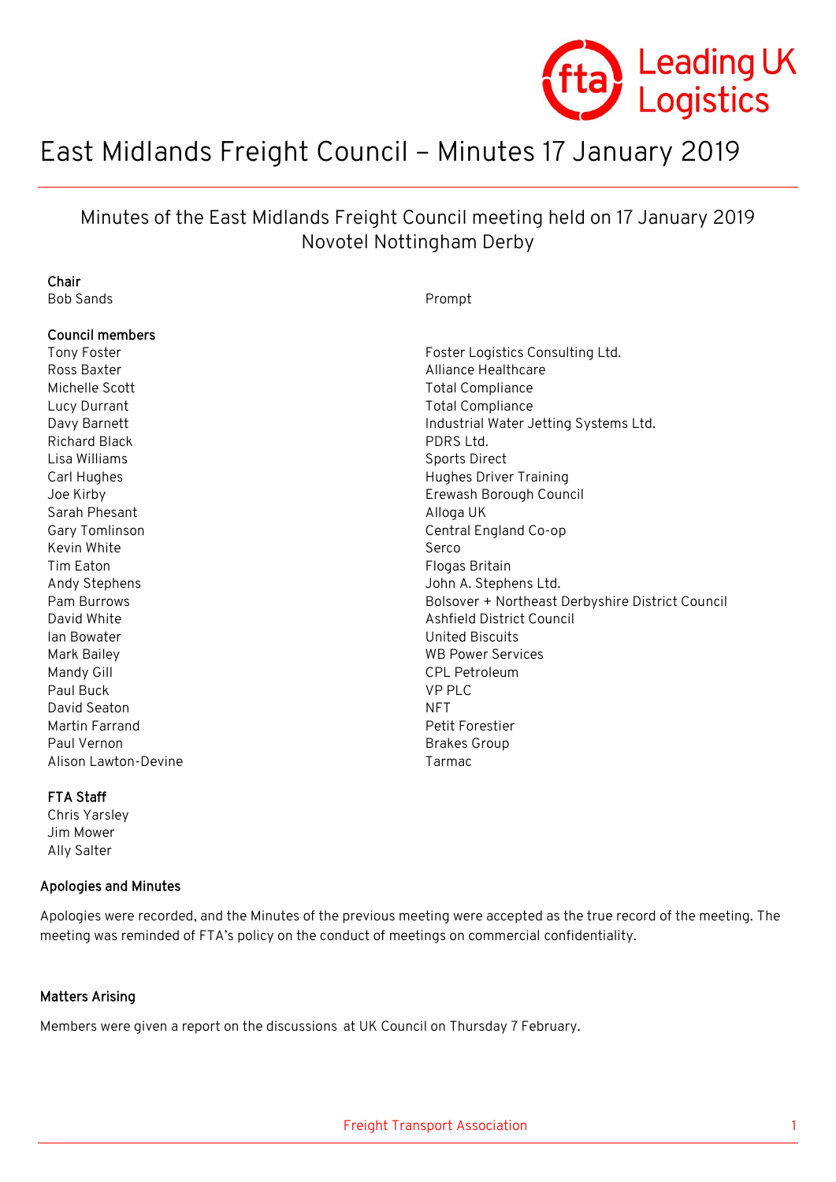# East Midlands Freight Council – Minutes 17 January 2019

## Minutes of the East Midlands Freight Council meeting held on 17 January 2019 Novotel Nottingham Derby

**Chair**

| | |
|---|---|
| Bob Sands | Prompt |

**Council members**

| | |
|---|---|
| Tony Foster | Foster Logistics Consulting Ltd. |
| Ross Baxter | Alliance Healthcare |
| Michelle Scott | Total Compliance |
| Lucy Durrant | Total Compliance |
| Davy Barnett | Industrial Water Jetting Systems Ltd. |
| Richard Black | PDRS Ltd. |
| Lisa Williams | Sports Direct |
| Carl Hughes | Hughes Driver Training |
| Joe Kirby | Erewash Borough Council |
| Sarah Phesant | Alloga UK |
| Gary Tomlinson | Central England Co-op |
| Kevin White | Serco |
| Tim Eaton | Flogas Britain |
| Andy Stephens | John A. Stephens Ltd. |
| Pam Burrows | Bolsover + Northeast Derbyshire District Council |
| David White | Ashfield District Council |
| Ian Bowater | United Biscuits |
| Mark Bailey | WB Power Services |
| Mandy Gill | CPL Petroleum |
| Paul Buck | VP PLC |
| David Seaton | NFT |
| Martin Farrand | Petit Forestier |
| Paul Vernon | Brakes Group |
| Alison Lawton-Devine | Tarmac |

**FTA Staff**

Chris Yarsley
Jim Mower
Ally Salter

### Apologies and Minutes

Apologies were recorded, and the Minutes of the previous meeting were accepted as the true record of the meeting. The meeting was reminded of FTA's policy on the conduct of meetings on commercial confidentiality.

### Matters Arising

Members were given a report on the discussions at UK Council on Thursday 7 February.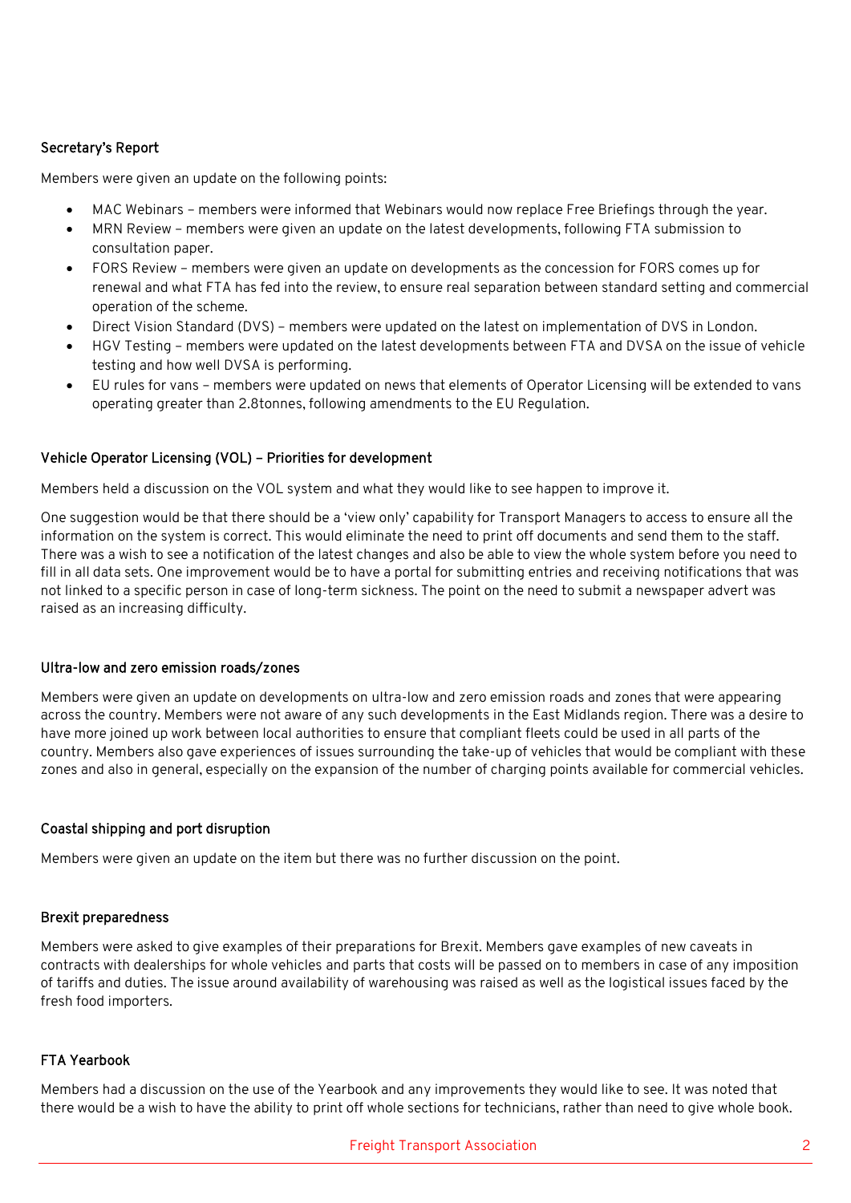### Secretary's Report

Members were given an update on the following points:

- MAC Webinars – members were informed that Webinars would now replace Free Briefings through the year.
- MRN Review – members were given an update on the latest developments, following FTA submission to consultation paper.
- FORS Review – members were given an update on developments as the concession for FORS comes up for renewal and what FTA has fed into the review, to ensure real separation between standard setting and commercial operation of the scheme.
- Direct Vision Standard (DVS) – members were updated on the latest on implementation of DVS in London.
- HGV Testing – members were updated on the latest developments between FTA and DVSA on the issue of vehicle testing and how well DVSA is performing.
- EU rules for vans – members were updated on news that elements of Operator Licensing will be extended to vans operating greater than 2.8tonnes, following amendments to the EU Regulation.

### Vehicle Operator Licensing (VOL) – Priorities for development

Members held a discussion on the VOL system and what they would like to see happen to improve it.

One suggestion would be that there should be a 'view only' capability for Transport Managers to access to ensure all the information on the system is correct. This would eliminate the need to print off documents and send them to the staff. There was a wish to see a notification of the latest changes and also be able to view the whole system before you need to fill in all data sets. One improvement would be to have a portal for submitting entries and receiving notifications that was not linked to a specific person in case of long-term sickness. The point on the need to submit a newspaper advert was raised as an increasing difficulty.

### Ultra-low and zero emission roads/zones

Members were given an update on developments on ultra-low and zero emission roads and zones that were appearing across the country. Members were not aware of any such developments in the East Midlands region. There was a desire to have more joined up work between local authorities to ensure that compliant fleets could be used in all parts of the country. Members also gave experiences of issues surrounding the take-up of vehicles that would be compliant with these zones and also in general, especially on the expansion of the number of charging points available for commercial vehicles.

### Coastal shipping and port disruption

Members were given an update on the item but there was no further discussion on the point.

### Brexit preparedness

Members were asked to give examples of their preparations for Brexit. Members gave examples of new caveats in contracts with dealerships for whole vehicles and parts that costs will be passed on to members in case of any imposition of tariffs and duties. The issue around availability of warehousing was raised as well as the logistical issues faced by the fresh food importers.

### FTA Yearbook

Members had a discussion on the use of the Yearbook and any improvements they would like to see. It was noted that there would be a wish to have the ability to print off whole sections for technicians, rather than need to give whole book.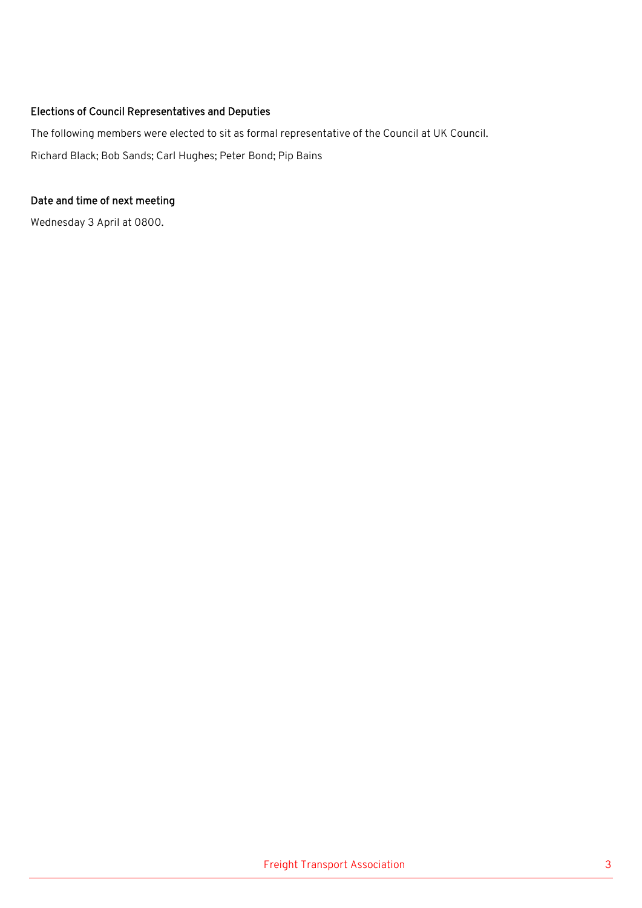### Elections of Council Representatives and Deputies

The following members were elected to sit as formal representative of the Council at UK Council.

Richard Black; Bob Sands; Carl Hughes; Peter Bond; Pip Bains

### Date and time of next meeting

Wednesday 3 April at 0800.